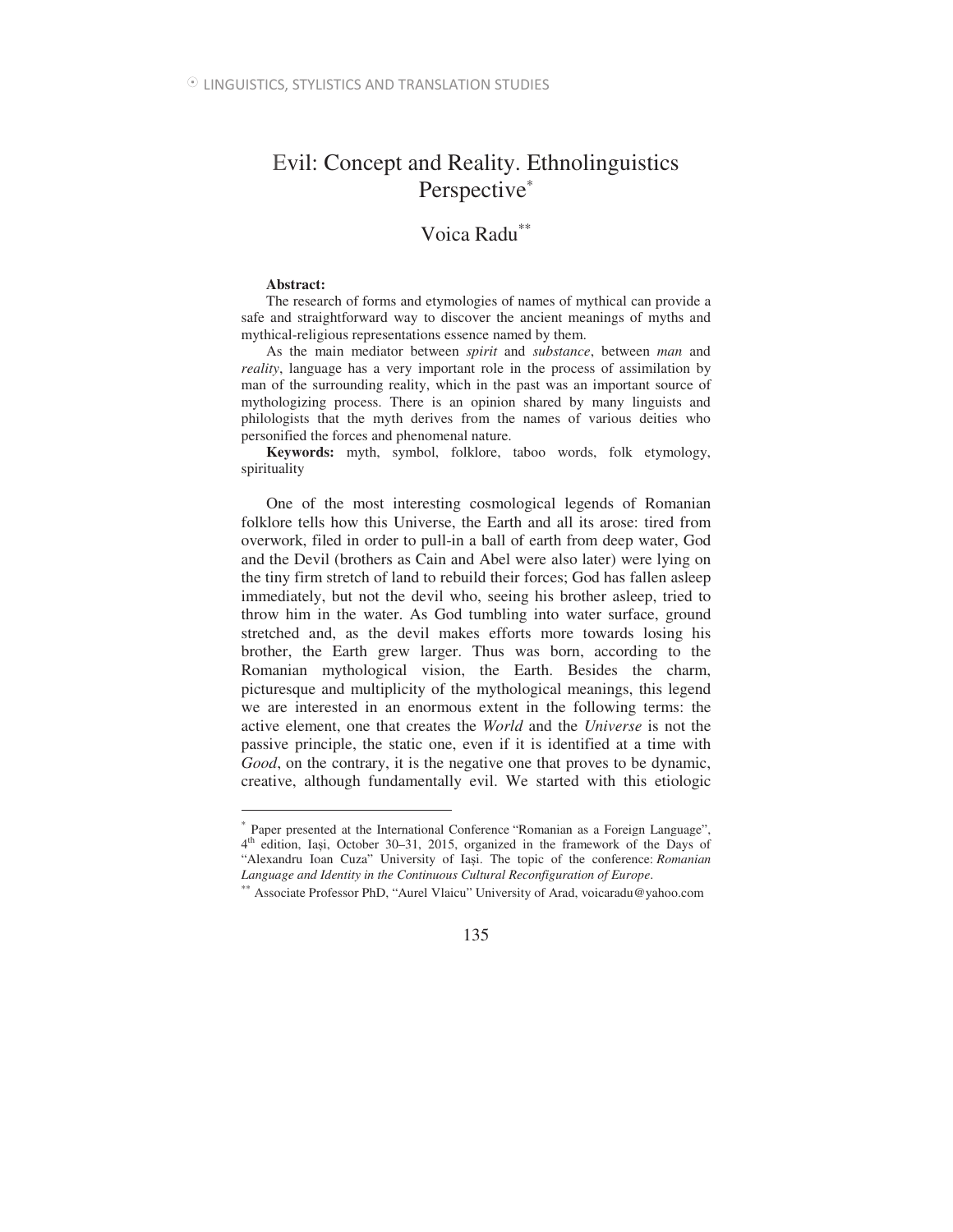# Evil: Concept and Reality. Ethnolinguistics Perspective[*]

## Voica Radu[**]

**Abstract:**

The research of forms and etymologies of names of mythical can provide a safe and straightforward way to discover the ancient meanings of myths and mythical-religious representations essence named by them.

As the main mediator between *spirit* and *substance*, between *man* and *reality*, language has a very important role in the process of assimilation by man of the surrounding reality, which in the past was an important source of mythologizing process. There is an opinion shared by many linguists and philologists that the myth derives from the names of various deities who personified the forces and phenomenal nature.

**Keywords:** myth, symbol, folklore, taboo words, folk etymology, spirituality

One of the most interesting cosmological legends of Romanian folklore tells how this Universe, the Earth and all its arose: tired from overwork, filed in order to pull-in a ball of earth from deep water, God and the Devil (brothers as Cain and Abel were also later) were lying on the tiny firm stretch of land to rebuild their forces; God has fallen asleep immediately, but not the devil who, seeing his brother asleep, tried to throw him in the water. As God tumbling into water surface, ground stretched and, as the devil makes efforts more towards losing his brother, the Earth grew larger. Thus was born, according to the Romanian mythological vision, the Earth. Besides the charm, picturesque and multiplicity of the mythological meanings, this legend we are interested in an enormous extent in the following terms: the active element, one that creates the *World* and the *Universe* is not the passive principle, the static one, even if it is identified at a time with *Good*, on the contrary, it is the negative one that proves to be dynamic, creative, although fundamentally evil. We started with this etiologic

---

[*] Paper presented at the International Conference "Romanian as a Foreign Language", 4th edition, Iași, October 30–31, 2015, organized in the framework of the Days of "Alexandru Ioan Cuza" University of Iași. The topic of the conference: *Romanian Language and Identity in the Continuous Cultural Reconfiguration of Europe*.

[**] Associate Professor PhD, "Aurel Vlaicu" University of Arad, voicaradu@yahoo.com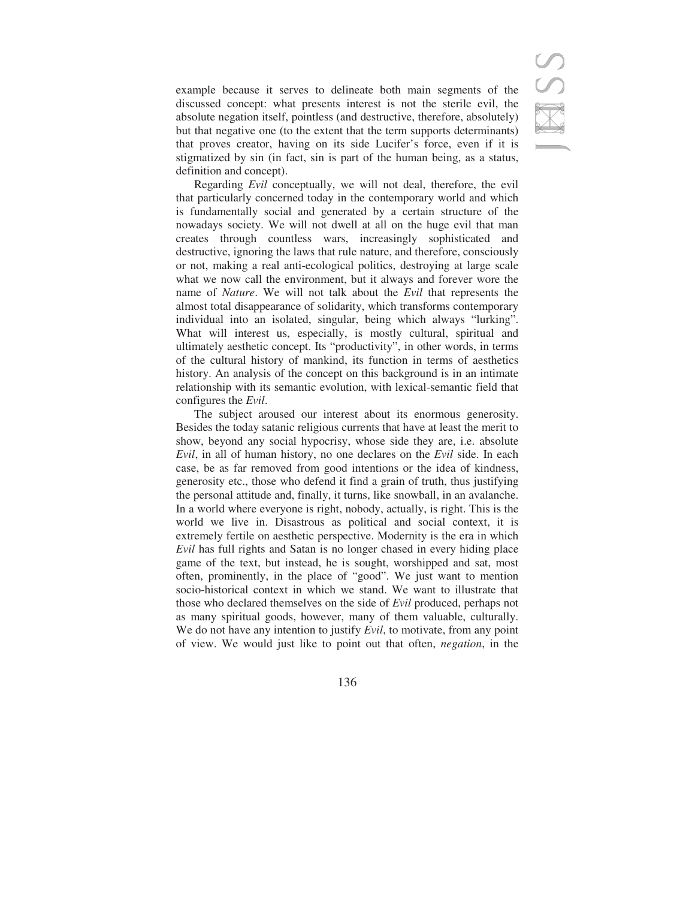example because it serves to delineate both main segments of the discussed concept: what presents interest is not the sterile evil, the absolute negation itself, pointless (and destructive, therefore, absolutely) but that negative one (to the extent that the term supports determinants) that proves creator, having on its side Lucifer's force, even if it is stigmatized by sin (in fact, sin is part of the human being, as a status, definition and concept).

Regarding *Evil* conceptually, we will not deal, therefore, the evil that particularly concerned today in the contemporary world and which is fundamentally social and generated by a certain structure of the nowadays society. We will not dwell at all on the huge evil that man creates through countless wars, increasingly sophisticated and destructive, ignoring the laws that rule nature, and therefore, consciously or not, making a real anti-ecological politics, destroying at large scale what we now call the environment, but it always and forever wore the name of *Nature*. We will not talk about the *Evil* that represents the almost total disappearance of solidarity, which transforms contemporary individual into an isolated, singular, being which always "lurking". What will interest us, especially, is mostly cultural, spiritual and ultimately aesthetic concept. Its "productivity", in other words, in terms of the cultural history of mankind, its function in terms of aesthetics history. An analysis of the concept on this background is in an intimate relationship with its semantic evolution, with lexical-semantic field that configures the *Evil*.

The subject aroused our interest about its enormous generosity. Besides the today satanic religious currents that have at least the merit to show, beyond any social hypocrisy, whose side they are, i.e. absolute *Evil*, in all of human history, no one declares on the *Evil* side. In each case, be as far removed from good intentions or the idea of kindness, generosity etc., those who defend it find a grain of truth, thus justifying the personal attitude and, finally, it turns, like snowball, in an avalanche. In a world where everyone is right, nobody, actually, is right. This is the world we live in. Disastrous as political and social context, it is extremely fertile on aesthetic perspective. Modernity is the era in which *Evil* has full rights and Satan is no longer chased in every hiding place game of the text, but instead, he is sought, worshipped and sat, most often, prominently, in the place of "good". We just want to mention socio-historical context in which we stand. We want to illustrate that those who declared themselves on the side of *Evil* produced, perhaps not as many spiritual goods, however, many of them valuable, culturally. We do not have any intention to justify *Evil*, to motivate, from any point of view. We would just like to point out that often, *negation*, in the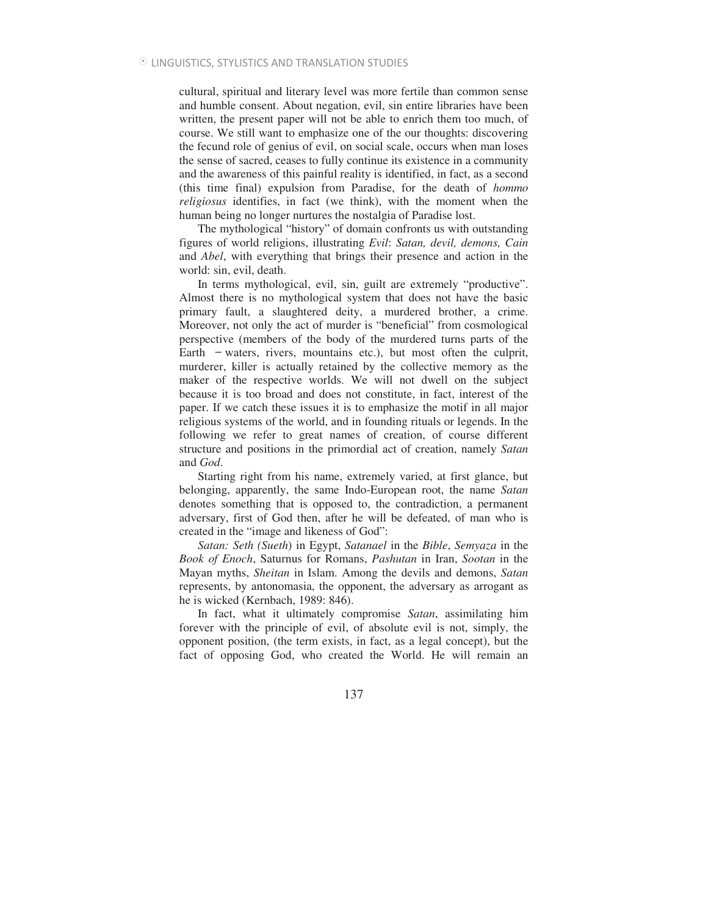cultural, spiritual and literary level was more fertile than common sense and humble consent. About negation, evil, sin entire libraries have been written, the present paper will not be able to enrich them too much, of course. We still want to emphasize one of the our thoughts: discovering the fecund role of genius of evil, on social scale, occurs when man loses the sense of sacred, ceases to fully continue its existence in a community and the awareness of this painful reality is identified, in fact, as a second (this time final) expulsion from Paradise, for the death of *hommo religiosus* identifies, in fact (we think), with the moment when the human being no longer nurtures the nostalgia of Paradise lost.

The mythological "history" of domain confronts us with outstanding figures of world religions, illustrating *Evil*: *Satan, devil, demons, Cain* and *Abel*, with everything that brings their presence and action in the world: sin, evil, death.

In terms mythological, evil, sin, guilt are extremely "productive". Almost there is no mythological system that does not have the basic primary fault, a slaughtered deity, a murdered brother, a crime. Moreover, not only the act of murder is "beneficial" from cosmological perspective (members of the body of the murdered turns parts of the Earth − waters, rivers, mountains etc.), but most often the culprit, murderer, killer is actually retained by the collective memory as the maker of the respective worlds. We will not dwell on the subject because it is too broad and does not constitute, in fact, interest of the paper. If we catch these issues it is to emphasize the motif in all major religious systems of the world, and in founding rituals or legends. In the following we refer to great names of creation, of course different structure and positions in the primordial act of creation, namely *Satan* and *God*.

Starting right from his name, extremely varied, at first glance, but belonging, apparently, the same Indo-European root, the name *Satan* denotes something that is opposed to, the contradiction, a permanent adversary, first of God then, after he will be defeated, of man who is created in the "image and likeness of God":

*Satan: Seth (Sueth*) in Egypt, *Satanael* in the *Bible*, *Semyaza* in the *Book of Enoch*, Saturnus for Romans, *Pashutan* in Iran, *Sootan* in the Mayan myths, *Sheitan* in Islam. Among the devils and demons, *Satan* represents, by antonomasia, the opponent, the adversary as arrogant as he is wicked (Kernbach, 1989: 846).

In fact, what it ultimately compromise *Satan*, assimilating him forever with the principle of evil, of absolute evil is not, simply, the opponent position, (the term exists, in fact, as a legal concept), but the fact of opposing God, who created the World. He will remain an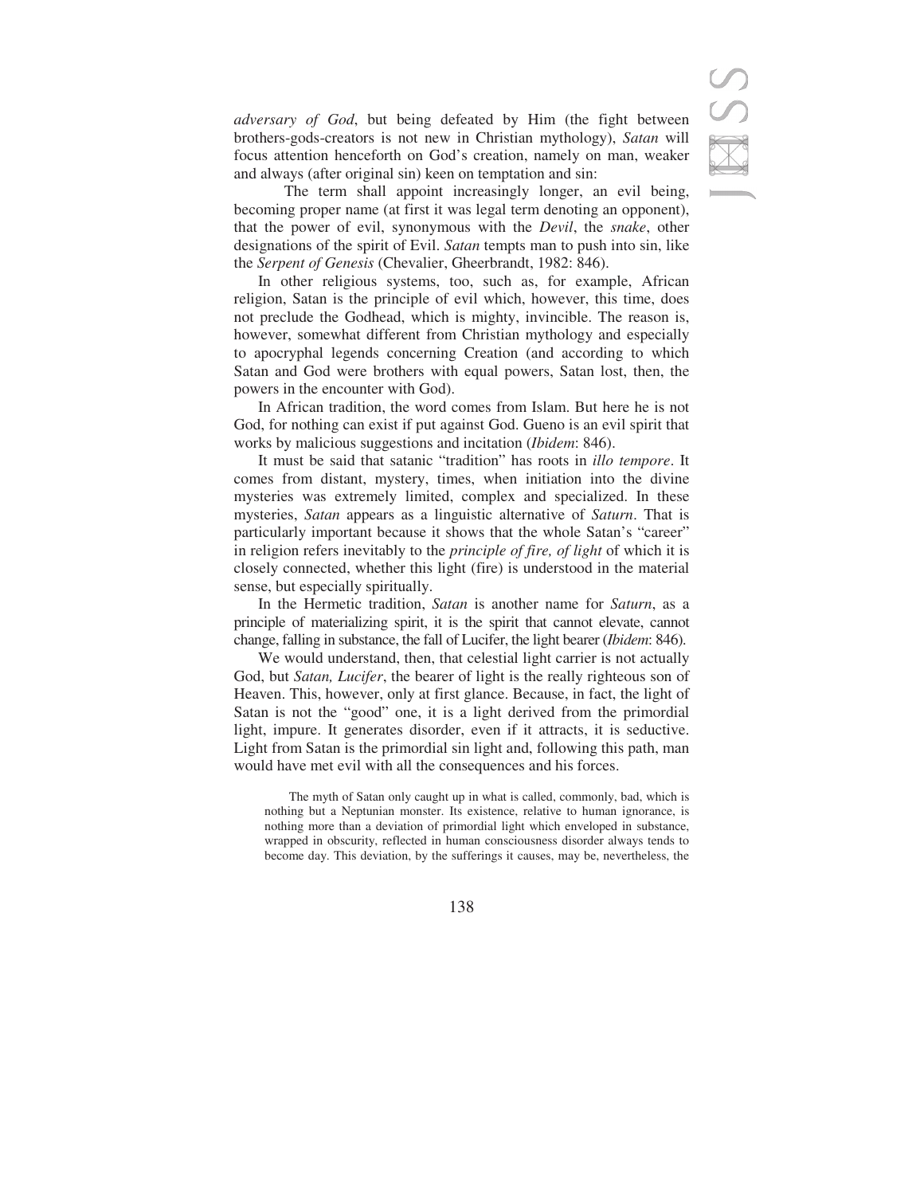*adversary of God*, but being defeated by Him (the fight between brothers-gods-creators is not new in Christian mythology), *Satan* will focus attention henceforth on God's creation, namely on man, weaker and always (after original sin) keen on temptation and sin:

The term shall appoint increasingly longer, an evil being, becoming proper name (at first it was legal term denoting an opponent), that the power of evil, synonymous with the *Devil*, the *snake*, other designations of the spirit of Evil. *Satan* tempts man to push into sin, like the *Serpent of Genesis* (Chevalier, Gheerbrandt, 1982: 846).

In other religious systems, too, such as, for example, African religion, Satan is the principle of evil which, however, this time, does not preclude the Godhead, which is mighty, invincible. The reason is, however, somewhat different from Christian mythology and especially to apocryphal legends concerning Creation (and according to which Satan and God were brothers with equal powers, Satan lost, then, the powers in the encounter with God).

In African tradition, the word comes from Islam. But here he is not God, for nothing can exist if put against God. Gueno is an evil spirit that works by malicious suggestions and incitation (*Ibidem*: 846).

It must be said that satanic "tradition" has roots in *illo tempore*. It comes from distant, mystery, times, when initiation into the divine mysteries was extremely limited, complex and specialized. In these mysteries, *Satan* appears as a linguistic alternative of *Saturn*. That is particularly important because it shows that the whole Satan's "career" in religion refers inevitably to the *principle of fire, of light* of which it is closely connected, whether this light (fire) is understood in the material sense, but especially spiritually.

In the Hermetic tradition, *Satan* is another name for *Saturn*, as a principle of materializing spirit, it is the spirit that cannot elevate, cannot change, falling in substance, the fall of Lucifer, the light bearer (*Ibidem*: 846).

We would understand, then, that celestial light carrier is not actually God, but *Satan, Lucifer*, the bearer of light is the really righteous son of Heaven. This, however, only at first glance. Because, in fact, the light of Satan is not the "good" one, it is a light derived from the primordial light, impure. It generates disorder, even if it attracts, it is seductive. Light from Satan is the primordial sin light and, following this path, man would have met evil with all the consequences and his forces.

> The myth of Satan only caught up in what is called, commonly, bad, which is nothing but a Neptunian monster. Its existence, relative to human ignorance, is nothing more than a deviation of primordial light which enveloped in substance, wrapped in obscurity, reflected in human consciousness disorder always tends to become day. This deviation, by the sufferings it causes, may be, nevertheless, the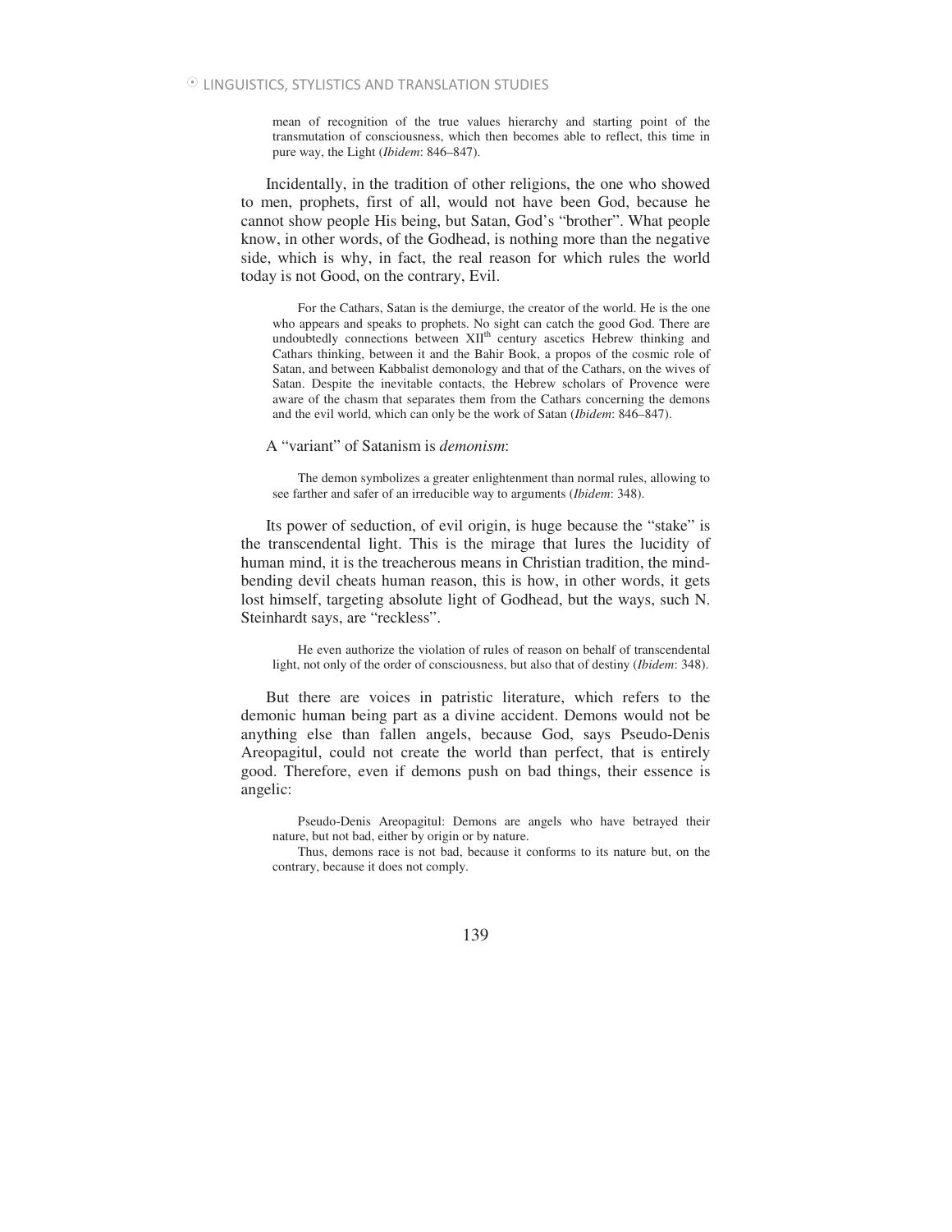> mean of recognition of the true values hierarchy and starting point of the transmutation of consciousness, which then becomes able to reflect, this time in pure way, the Light (*Ibidem*: 846–847).

Incidentally, in the tradition of other religions, the one who showed to men, prophets, first of all, would not have been God, because he cannot show people His being, but Satan, God's "brother". What people know, in other words, of the Godhead, is nothing more than the negative side, which is why, in fact, the real reason for which rules the world today is not Good, on the contrary, Evil.

> For the Cathars, Satan is the demiurge, the creator of the world. He is the one who appears and speaks to prophets. No sight can catch the good God. There are undoubtedly connections between XII[th] century ascetics Hebrew thinking and Cathars thinking, between it and the Bahir Book, a propos of the cosmic role of Satan, and between Kabbalist demonology and that of the Cathars, on the wives of Satan. Despite the inevitable contacts, the Hebrew scholars of Provence were aware of the chasm that separates them from the Cathars concerning the demons and the evil world, which can only be the work of Satan (*Ibidem*: 846–847).

A "variant" of Satanism is *demonism*:

> The demon symbolizes a greater enlightenment than normal rules, allowing to see farther and safer of an irreducible way to arguments (*Ibidem*: 348).

Its power of seduction, of evil origin, is huge because the "stake" is the transcendental light. This is the mirage that lures the lucidity of human mind, it is the treacherous means in Christian tradition, the mind-bending devil cheats human reason, this is how, in other words, it gets lost himself, targeting absolute light of Godhead, but the ways, such N. Steinhardt says, are "reckless".

> He even authorize the violation of rules of reason on behalf of transcendental light, not only of the order of consciousness, but also that of destiny (*Ibidem*: 348).

But there are voices in patristic literature, which refers to the demonic human being part as a divine accident. Demons would not be anything else than fallen angels, because God, says Pseudo-Denis Areopagitul, could not create the world than perfect, that is entirely good. Therefore, even if demons push on bad things, their essence is angelic:

> Pseudo-Denis Areopagitul: Demons are angels who have betrayed their nature, but not bad, either by origin or by nature.
>
> Thus, demons race is not bad, because it conforms to its nature but, on the contrary, because it does not comply.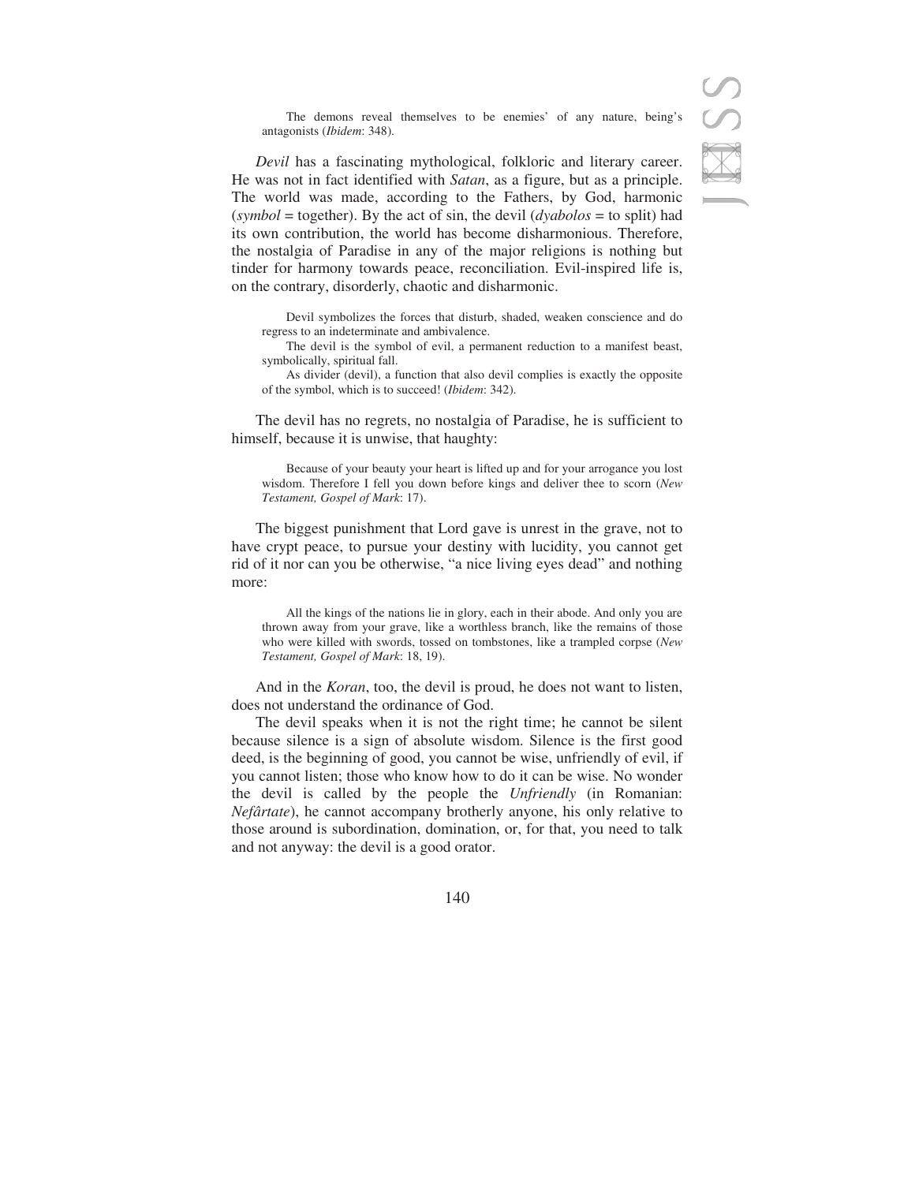> The demons reveal themselves to be enemies' of any nature, being's antagonists (*Ibidem*: 348).

*Devil* has a fascinating mythological, folkloric and literary career. He was not in fact identified with *Satan*, as a figure, but as a principle. The world was made, according to the Fathers, by God, harmonic (*symbol* = together). By the act of sin, the devil (*dyabolos* = to split) had its own contribution, the world has become disharmonious. Therefore, the nostalgia of Paradise in any of the major religions is nothing but tinder for harmony towards peace, reconciliation. Evil-inspired life is, on the contrary, disorderly, chaotic and disharmonic.

> Devil symbolizes the forces that disturb, shaded, weaken conscience and do regress to an indeterminate and ambivalence.
>
> The devil is the symbol of evil, a permanent reduction to a manifest beast, symbolically, spiritual fall.
>
> As divider (devil), a function that also devil complies is exactly the opposite of the symbol, which is to succeed! (*Ibidem*: 342).

The devil has no regrets, no nostalgia of Paradise, he is sufficient to himself, because it is unwise, that haughty:

> Because of your beauty your heart is lifted up and for your arrogance you lost wisdom. Therefore I fell you down before kings and deliver thee to scorn (*New Testament, Gospel of Mark*: 17).

The biggest punishment that Lord gave is unrest in the grave, not to have crypt peace, to pursue your destiny with lucidity, you cannot get rid of it nor can you be otherwise, "a nice living eyes dead" and nothing more:

> All the kings of the nations lie in glory, each in their abode. And only you are thrown away from your grave, like a worthless branch, like the remains of those who were killed with swords, tossed on tombstones, like a trampled corpse (*New Testament, Gospel of Mark*: 18, 19).

And in the *Koran*, too, the devil is proud, he does not want to listen, does not understand the ordinance of God.

The devil speaks when it is not the right time; he cannot be silent because silence is a sign of absolute wisdom. Silence is the first good deed, is the beginning of good, you cannot be wise, unfriendly of evil, if you cannot listen; those who know how to do it can be wise. No wonder the devil is called by the people the *Unfriendly* (in Romanian: *Nefârtate*), he cannot accompany brotherly anyone, his only relative to those around is subordination, domination, or, for that, you need to talk and not anyway: the devil is a good orator.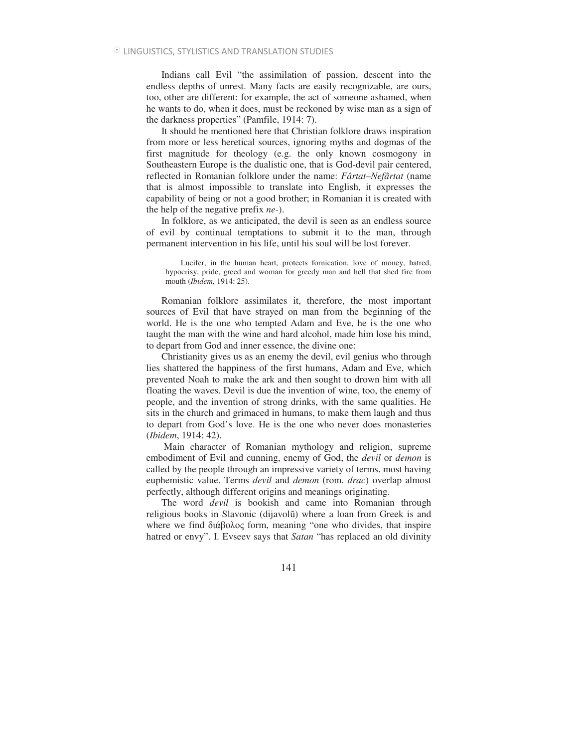Indians call Evil "the assimilation of passion, descent into the endless depths of unrest. Many facts are easily recognizable, are ours, too, other are different: for example, the act of someone ashamed, when he wants to do, when it does, must be reckoned by wise man as a sign of the darkness properties" (Pamfile, 1914: 7).

It should be mentioned here that Christian folklore draws inspiration from more or less heretical sources, ignoring myths and dogmas of the first magnitude for theology (e.g. the only known cosmogony in Southeastern Europe is the dualistic one, that is God-devil pair centered, reflected in Romanian folklore under the name: *Fârtat–Nefârtat* (name that is almost impossible to translate into English, it expresses the capability of being or not a good brother; in Romanian it is created with the help of the negative prefix *ne-*).

In folklore, as we anticipated, the devil is seen as an endless source of evil by continual temptations to submit it to the man, through permanent intervention in his life, until his soul will be lost forever.

> Lucifer, in the human heart, protects fornication, love of money, hatred, hypocrisy, pride, greed and woman for greedy man and hell that shed fire from mouth (*Ibidem*, 1914: 25).

Romanian folklore assimilates it, therefore, the most important sources of Evil that have strayed on man from the beginning of the world. He is the one who tempted Adam and Eve, he is the one who taught the man with the wine and hard alcohol, made him lose his mind, to depart from God and inner essence, the divine one:

Christianity gives us as an enemy the devil, evil genius who through lies shattered the happiness of the first humans, Adam and Eve, which prevented Noah to make the ark and then sought to drown him with all floating the waves. Devil is due the invention of wine, too, the enemy of people, and the invention of strong drinks, with the same qualities. He sits in the church and grimaced in humans, to make them laugh and thus to depart from God's love. He is the one who never does monasteries (*Ibidem*, 1914: 42).

Main character of Romanian mythology and religion, supreme embodiment of Evil and cunning, enemy of God, the *devil* or *demon* is called by the people through an impressive variety of terms, most having euphemistic value. Terms *devil* and *demon* (rom. *drac*) overlap almost perfectly, although different origins and meanings originating.

The word *devil* is bookish and came into Romanian through religious books in Slavonic (dijavolŭ) where a loan from Greek is and where we find διάβολος form, meaning "one who divides, that inspire hatred or envy". I. Evseev says that *Satan* "has replaced an old divinity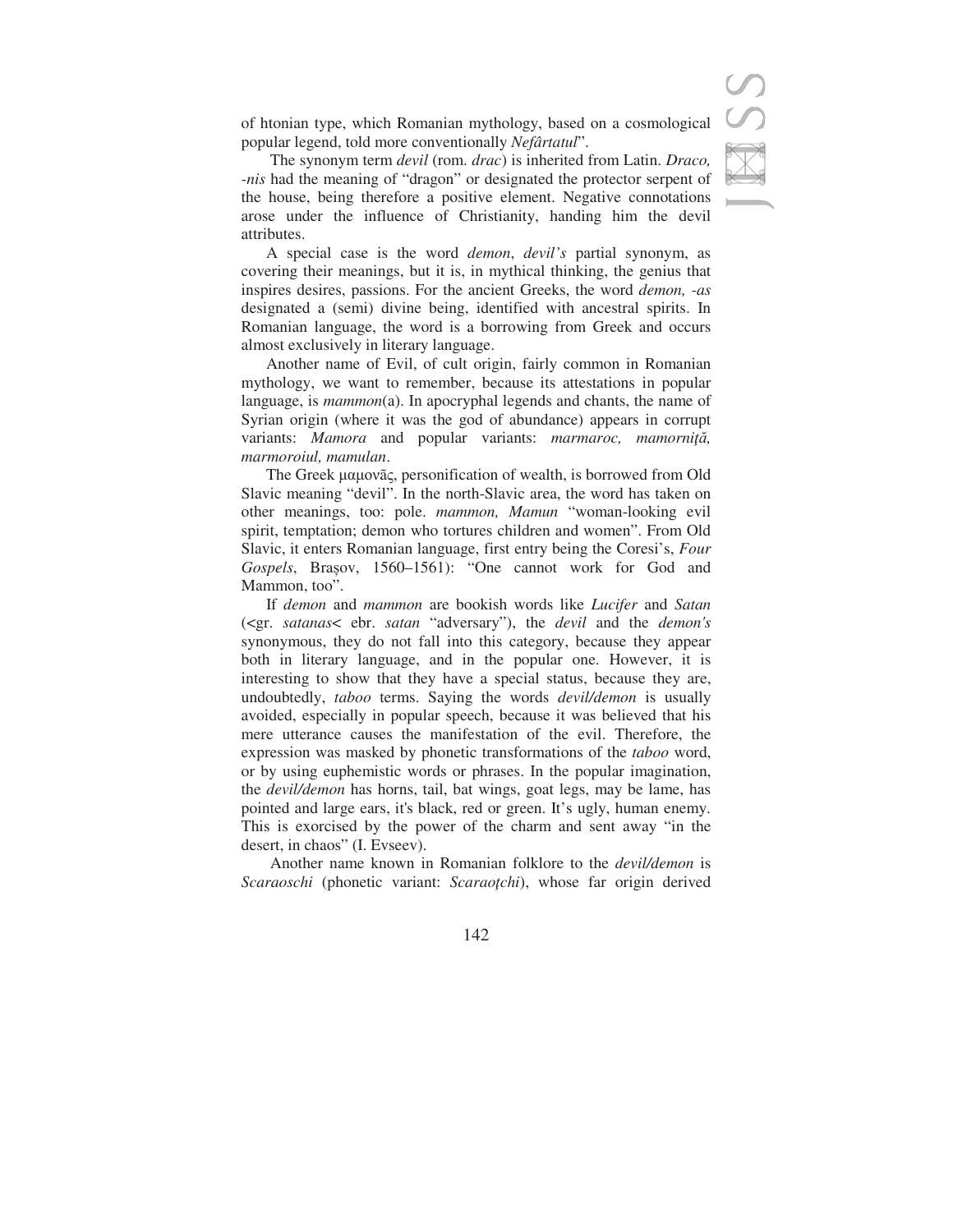of htonian type, which Romanian mythology, based on a cosmological popular legend, told more conventionally *Nefârtatul*".

The synonym term *devil* (rom. *drac*) is inherited from Latin. *Draco, -nis* had the meaning of "dragon" or designated the protector serpent of the house, being therefore a positive element. Negative connotations arose under the influence of Christianity, handing him the devil attributes.

A special case is the word *demon*, *devil's* partial synonym, as covering their meanings, but it is, in mythical thinking, the genius that inspires desires, passions. For the ancient Greeks, the word *demon, -as* designated a (semi) divine being, identified with ancestral spirits. In Romanian language, the word is a borrowing from Greek and occurs almost exclusively in literary language.

Another name of Evil, of cult origin, fairly common in Romanian mythology, we want to remember, because its attestations in popular language, is *mammon*(a). In apocryphal legends and chants, the name of Syrian origin (where it was the god of abundance) appears in corrupt variants: *Mamora* and popular variants: *marmaroc, mamorniță, marmoroiul, mamulan*.

The Greek μαμονᾶς, personification of wealth, is borrowed from Old Slavic meaning "devil". In the north-Slavic area, the word has taken on other meanings, too: pole. *mammon, Mamun* "woman-looking evil spirit, temptation; demon who tortures children and women". From Old Slavic, it enters Romanian language, first entry being the Coresi's, *Four Gospels*, Brașov, 1560–1561): "One cannot work for God and Mammon, too".

If *demon* and *mammon* are bookish words like *Lucifer* and *Satan* (<gr. *satanas*< ebr. *satan* "adversary"), the *devil* and the *demon's* synonymous, they do not fall into this category, because they appear both in literary language, and in the popular one. However, it is interesting to show that they have a special status, because they are, undoubtedly, *taboo* terms. Saying the words *devil/demon* is usually avoided, especially in popular speech, because it was believed that his mere utterance causes the manifestation of the evil. Therefore, the expression was masked by phonetic transformations of the *taboo* word, or by using euphemistic words or phrases. In the popular imagination, the *devil/demon* has horns, tail, bat wings, goat legs, may be lame, has pointed and large ears, it's black, red or green. It's ugly, human enemy. This is exorcised by the power of the charm and sent away "in the desert, in chaos" (I. Evseev).

Another name known in Romanian folklore to the *devil/demon* is *Scaraoschi* (phonetic variant: *Scaraoțchi*), whose far origin derived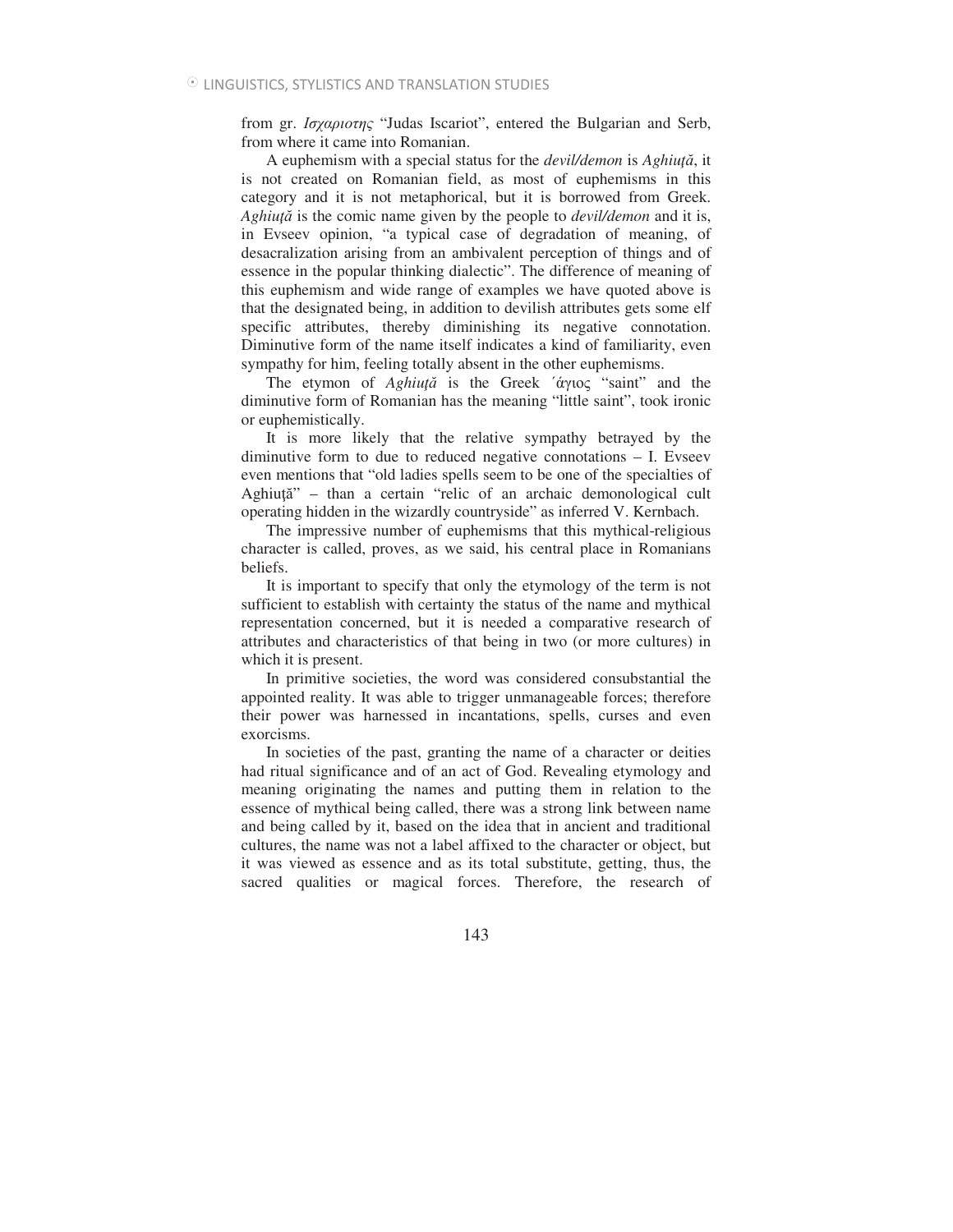from gr. *Ισχαριοτης* "Judas Iscariot", entered the Bulgarian and Serb, from where it came into Romanian.

A euphemism with a special status for the *devil/demon* is *Aghiuţă*, it is not created on Romanian field, as most of euphemisms in this category and it is not metaphorical, but it is borrowed from Greek. *Aghiuţă* is the comic name given by the people to *devil/demon* and it is, in Evseev opinion, "a typical case of degradation of meaning, of desacralization arising from an ambivalent perception of things and of essence in the popular thinking dialectic". The difference of meaning of this euphemism and wide range of examples we have quoted above is that the designated being, in addition to devilish attributes gets some elf specific attributes, thereby diminishing its negative connotation. Diminutive form of the name itself indicates a kind of familiarity, even sympathy for him, feeling totally absent in the other euphemisms.

The etymon of *Aghiuţă* is the Greek ´άγιος "saint" and the diminutive form of Romanian has the meaning "little saint", took ironic or euphemistically.

It is more likely that the relative sympathy betrayed by the diminutive form to due to reduced negative connotations – I. Evseev even mentions that "old ladies spells seem to be one of the specialties of Aghiuţă" – than a certain "relic of an archaic demonological cult operating hidden in the wizardly countryside" as inferred V. Kernbach.

The impressive number of euphemisms that this mythical-religious character is called, proves, as we said, his central place in Romanians beliefs.

It is important to specify that only the etymology of the term is not sufficient to establish with certainty the status of the name and mythical representation concerned, but it is needed a comparative research of attributes and characteristics of that being in two (or more cultures) in which it is present.

In primitive societies, the word was considered consubstantial the appointed reality. It was able to trigger unmanageable forces; therefore their power was harnessed in incantations, spells, curses and even exorcisms.

In societies of the past, granting the name of a character or deities had ritual significance and of an act of God. Revealing etymology and meaning originating the names and putting them in relation to the essence of mythical being called, there was a strong link between name and being called by it, based on the idea that in ancient and traditional cultures, the name was not a label affixed to the character or object, but it was viewed as essence and as its total substitute, getting, thus, the sacred qualities or magical forces. Therefore, the research of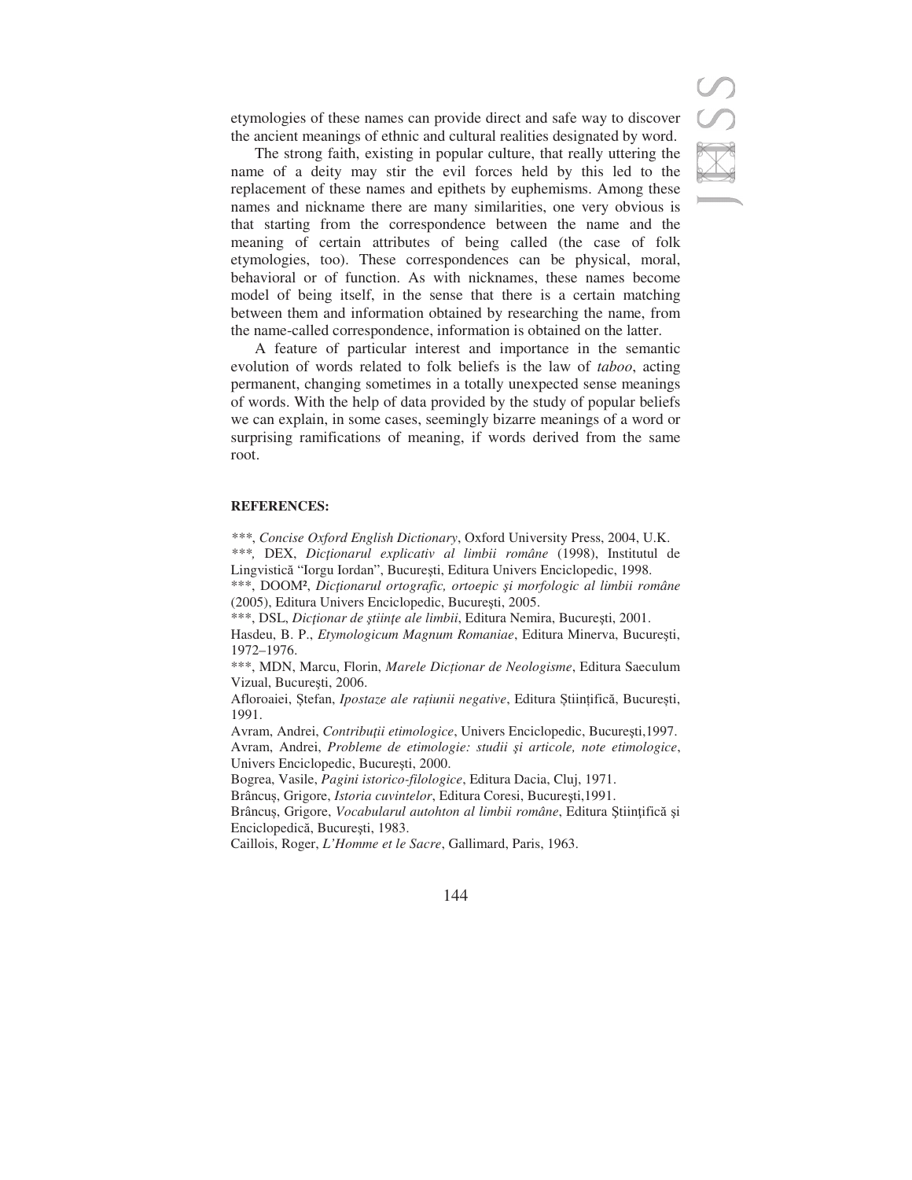etymologies of these names can provide direct and safe way to discover the ancient meanings of ethnic and cultural realities designated by word.

The strong faith, existing in popular culture, that really uttering the name of a deity may stir the evil forces held by this led to the replacement of these names and epithets by euphemisms. Among these names and nickname there are many similarities, one very obvious is that starting from the correspondence between the name and the meaning of certain attributes of being called (the case of folk etymologies, too). These correspondences can be physical, moral, behavioral or of function. As with nicknames, these names become model of being itself, in the sense that there is a certain matching between them and information obtained by researching the name, from the name-called correspondence, information is obtained on the latter.

A feature of particular interest and importance in the semantic evolution of words related to folk beliefs is the law of *taboo*, acting permanent, changing sometimes in a totally unexpected sense meanings of words. With the help of data provided by the study of popular beliefs we can explain, in some cases, seemingly bizarre meanings of a word or surprising ramifications of meaning, if words derived from the same root.

**REFERENCES:**

***, *Concise Oxford English Dictionary*, Oxford University Press, 2004, U.K.

***, DEX, *Dicţionarul explicativ al limbii române* (1998), Institutul de Lingvistică "Iorgu Iordan", Bucureşti, Editura Univers Enciclopedic, 1998.

***, DOOM², *Dicţionarul ortografic, ortoepic şi morfologic al limbii române* (2005), Editura Univers Enciclopedic, Bucureşti, 2005.

***, DSL, *Dicţionar de ştiinţe ale limbii*, Editura Nemira, Bucureşti, 2001.

Hasdeu, B. P., *Etymologicum Magnum Romaniae*, Editura Minerva, Bucureşti, 1972–1976.

***, MDN, Marcu, Florin, *Marele Dicţionar de Neologisme*, Editura Saeculum Vizual, Bucureşti, 2006.

Afloroaiei, Ștefan, *Ipostaze ale rațiunii negative*, Editura Științifică, București, 1991.

Avram, Andrei, *Contribuţii etimologice*, Univers Enciclopedic, Bucureşti,1997.

Avram, Andrei, *Probleme de etimologie: studii şi articole, note etimologice*, Univers Enciclopedic, Bucureşti, 2000.

Bogrea, Vasile, *Pagini istorico-filologice*, Editura Dacia, Cluj, 1971.

Brâncuș, Grigore, *Istoria cuvintelor*, Editura Coresi, București,1991.

Brâncuș, Grigore, *Vocabularul autohton al limbii române*, Editura Ştiinţifică şi Enciclopedică, Bucureşti, 1983.

Caillois, Roger, *L'Homme et le Sacre*, Gallimard, Paris, 1963.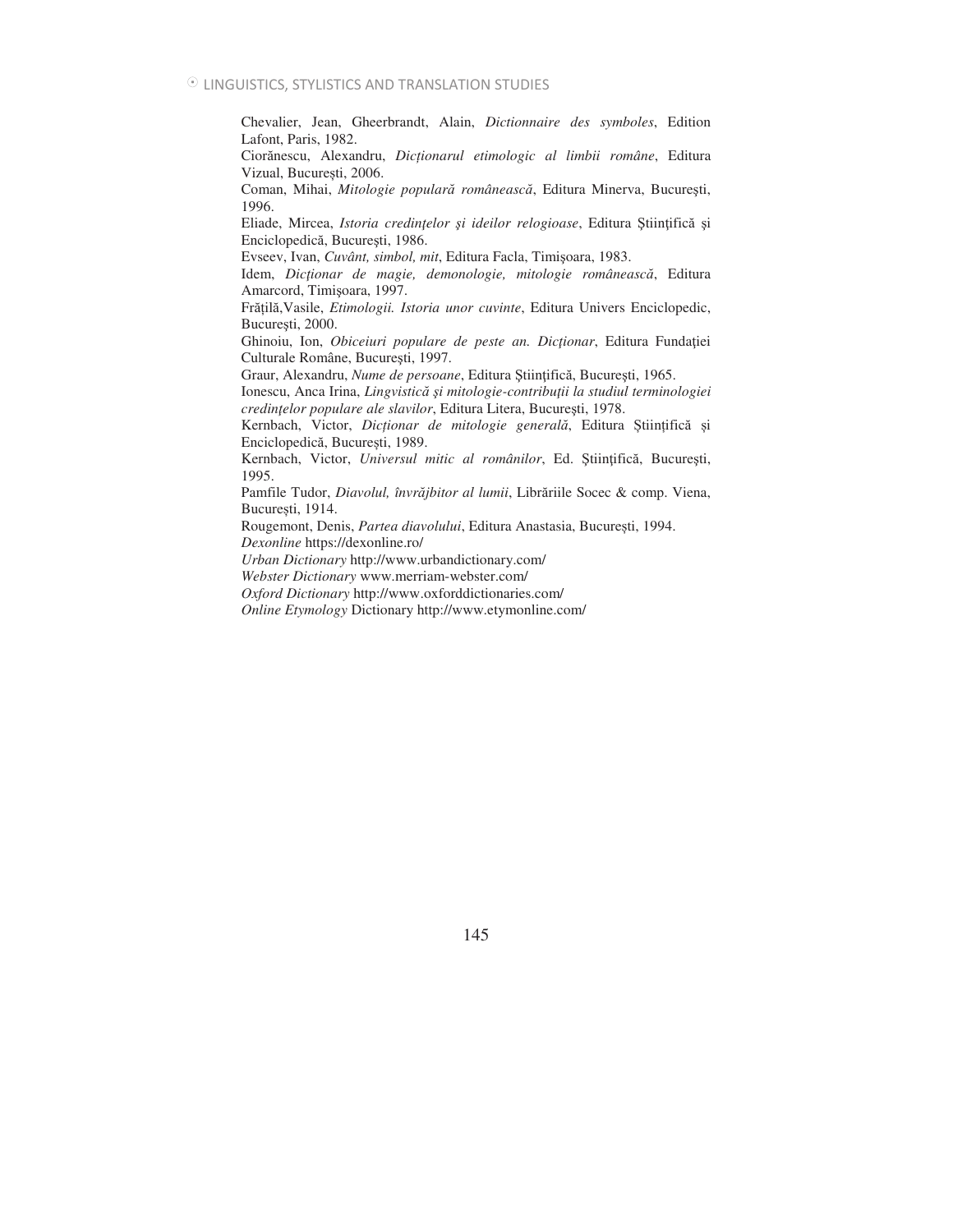Chevalier, Jean, Gheerbrandt, Alain, *Dictionnaire des symboles*, Edition Lafont, Paris, 1982.

Ciorănescu, Alexandru, *Dicționarul etimologic al limbii române*, Editura Vizual, București, 2006.

Coman, Mihai, *Mitologie populară românească*, Editura Minerva, Bucureşti, 1996.

Eliade, Mircea, *Istoria credinţelor şi ideilor relogioase*, Editura Ştiinţifică şi Enciclopedică, Bucureşti, 1986.

Evseev, Ivan, *Cuvânt, simbol, mit*, Editura Facla, Timişoara, 1983.

Idem, *Dicționar de magie, demonologie, mitologie românească*, Editura Amarcord, Timişoara, 1997.

Frățilă,Vasile, *Etimologii. Istoria unor cuvinte*, Editura Univers Enciclopedic, București, 2000.

Ghinoiu, Ion, *Obiceiuri populare de peste an. Dicţionar*, Editura Fundaţiei Culturale Române, Bucureşti, 1997.

Graur, Alexandru, *Nume de persoane*, Editura Științifică, București, 1965.

Ionescu, Anca Irina, *Lingvistică şi mitologie-contribuţii la studiul terminologiei credinţelor populare ale slavilor*, Editura Litera, Bucureşti, 1978.

Kernbach, Victor, *Dicționar de mitologie generală*, Editura Științifică și Enciclopedică, București, 1989.

Kernbach, Victor, *Universul mitic al românilor*, Ed. Ştiinţifică, Bucureşti, 1995.

Pamfile Tudor, *Diavolul, învrăjbitor al lumii*, Librăriile Socec & comp. Viena, București, 1914.

Rougemont, Denis, *Partea diavolului*, Editura Anastasia, București, 1994.

*Dexonline* https://dexonline.ro/

*Urban Dictionary* http://www.urbandictionary.com/

*Webster Dictionary* www.merriam-webster.com/

*Oxford Dictionary* http://www.oxforddictionaries.com/

*Online Etymology* Dictionary http://www.etymonline.com/